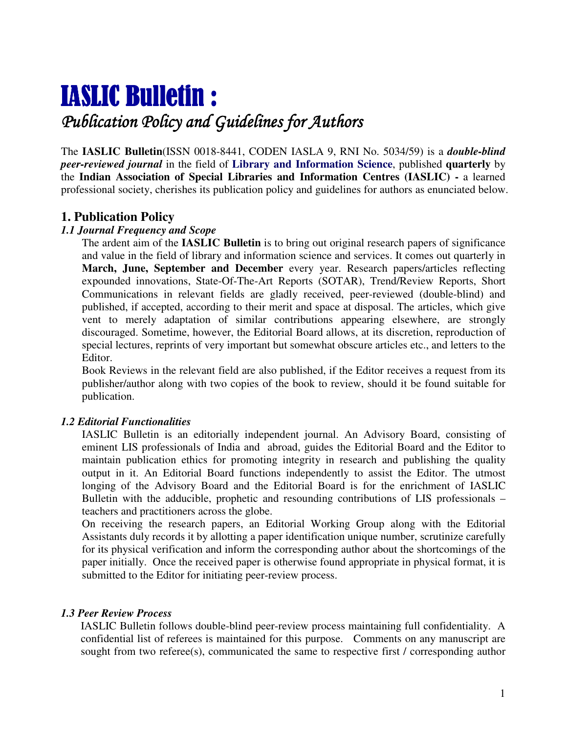# IASLIC Bulletin :

*Publication Policy and Guidelines for Authors*

The **IASLIC Bulletin**(ISSN 0018-8441, CODEN IASLA 9, RNI No. 5034/59) is a ***double-blind peer-reviewed journal*** in the field of **Library and Information Science**, published **quarterly** by the **Indian Association of Special Libraries and Information Centres (IASLIC) -** a learned professional society, cherishes its publication policy and guidelines for authors as enunciated below.

## 1. Publication Policy

### *1.1 Journal Frequency and Scope*

The ardent aim of the **IASLIC Bulletin** is to bring out original research papers of significance and value in the field of library and information science and services. It comes out quarterly in **March, June, September and December** every year. Research papers/articles reflecting expounded innovations, State-Of-The-Art Reports (SOTAR), Trend/Review Reports, Short Communications in relevant fields are gladly received, peer-reviewed (double-blind) and published, if accepted, according to their merit and space at disposal. The articles, which give vent to merely adaptation of similar contributions appearing elsewhere, are strongly discouraged. Sometime, however, the Editorial Board allows, at its discretion, reproduction of special lectures, reprints of very important but somewhat obscure articles etc., and letters to the Editor.

Book Reviews in the relevant field are also published, if the Editor receives a request from its publisher/author along with two copies of the book to review, should it be found suitable for publication.

### *1.2 Editorial Functionalities*

IASLIC Bulletin is an editorially independent journal. An Advisory Board, consisting of eminent LIS professionals of India and abroad, guides the Editorial Board and the Editor to maintain publication ethics for promoting integrity in research and publishing the quality output in it. An Editorial Board functions independently to assist the Editor. The utmost longing of the Advisory Board and the Editorial Board is for the enrichment of IASLIC Bulletin with the adducible, prophetic and resounding contributions of LIS professionals – teachers and practitioners across the globe.

On receiving the research papers, an Editorial Working Group along with the Editorial Assistants duly records it by allotting a paper identification unique number, scrutinize carefully for its physical verification and inform the corresponding author about the shortcomings of the paper initially. Once the received paper is otherwise found appropriate in physical format, it is submitted to the Editor for initiating peer-review process.

### *1.3 Peer Review Process*

IASLIC Bulletin follows double-blind peer-review process maintaining full confidentiality. A confidential list of referees is maintained for this purpose. Comments on any manuscript are sought from two referee(s), communicated the same to respective first / corresponding author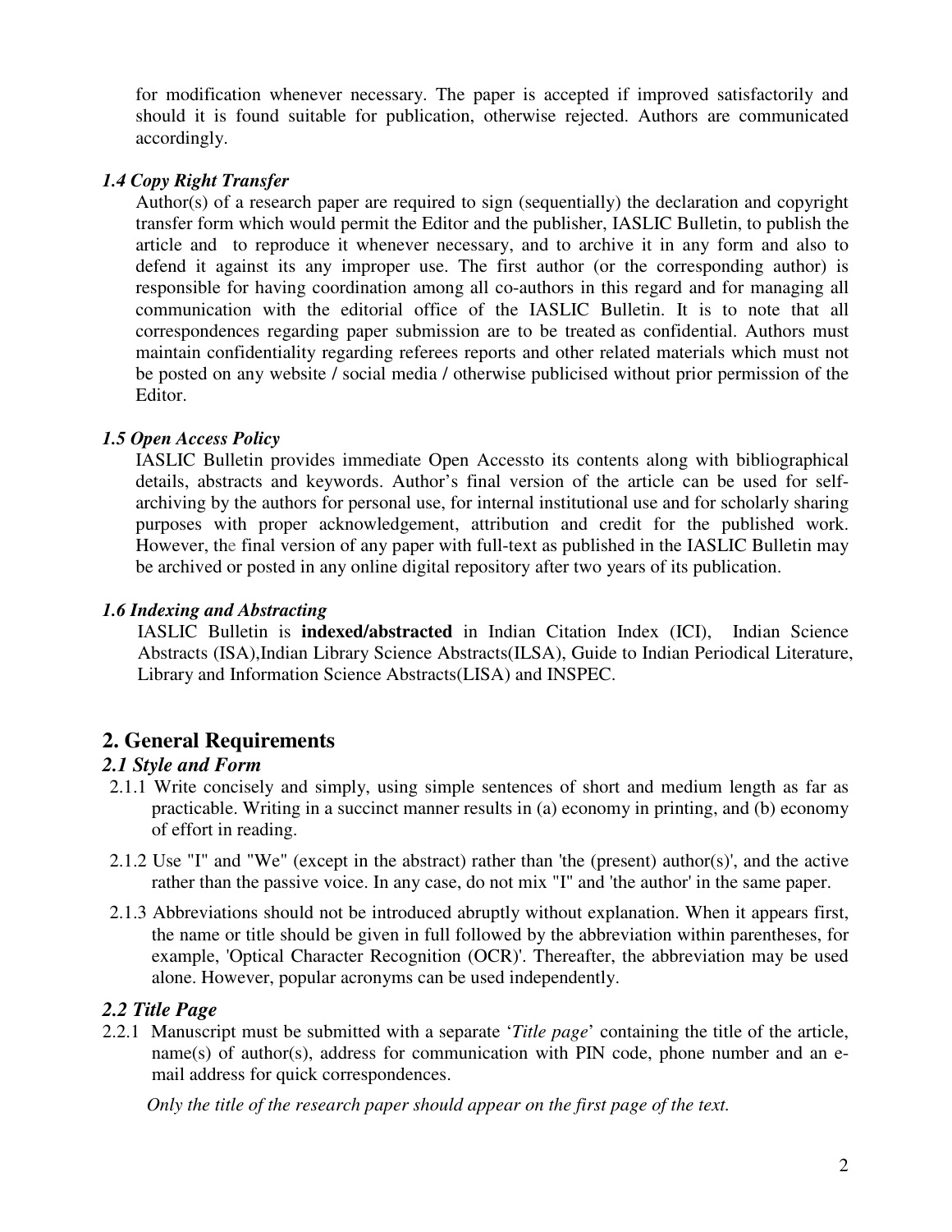for modification whenever necessary. The paper is accepted if improved satisfactorily and should it is found suitable for publication, otherwise rejected. Authors are communicated accordingly.

### *1.4 Copy Right Transfer*

Author(s) of a research paper are required to sign (sequentially) the declaration and copyright transfer form which would permit the Editor and the publisher, IASLIC Bulletin, to publish the article and to reproduce it whenever necessary, and to archive it in any form and also to defend it against its any improper use. The first author (or the corresponding author) is responsible for having coordination among all co-authors in this regard and for managing all communication with the editorial office of the IASLIC Bulletin. It is to note that all correspondences regarding paper submission are to be treated as confidential. Authors must maintain confidentiality regarding referees reports and other related materials which must not be posted on any website / social media / otherwise publicised without prior permission of the Editor.

### *1.5 Open Access Policy*

IASLIC Bulletin provides immediate Open Accessto its contents along with bibliographical details, abstracts and keywords. Author's final version of the article can be used for self-archiving by the authors for personal use, for internal institutional use and for scholarly sharing purposes with proper acknowledgement, attribution and credit for the published work. However, the final version of any paper with full-text as published in the IASLIC Bulletin may be archived or posted in any online digital repository after two years of its publication.

### *1.6 Indexing and Abstracting*

IASLIC Bulletin is **indexed/abstracted** in Indian Citation Index (ICI), Indian Science Abstracts (ISA),Indian Library Science Abstracts(ILSA), Guide to Indian Periodical Literature, Library and Information Science Abstracts(LISA) and INSPEC.

## 2. General Requirements

### *2.1 Style and Form*

2.1.1 Write concisely and simply, using simple sentences of short and medium length as far as practicable. Writing in a succinct manner results in (a) economy in printing, and (b) economy of effort in reading.

2.1.2 Use "I" and "We" (except in the abstract) rather than 'the (present) author(s)', and the active rather than the passive voice. In any case, do not mix "I" and 'the author' in the same paper.

2.1.3 Abbreviations should not be introduced abruptly without explanation. When it appears first, the name or title should be given in full followed by the abbreviation within parentheses, for example, 'Optical Character Recognition (OCR)'. Thereafter, the abbreviation may be used alone. However, popular acronyms can be used independently.

### *2.2 Title Page*

2.2.1 Manuscript must be submitted with a separate '*Title page*' containing the title of the article, name(s) of author(s), address for communication with PIN code, phone number and an e-mail address for quick correspondences.

*Only the title of the research paper should appear on the first page of the text.*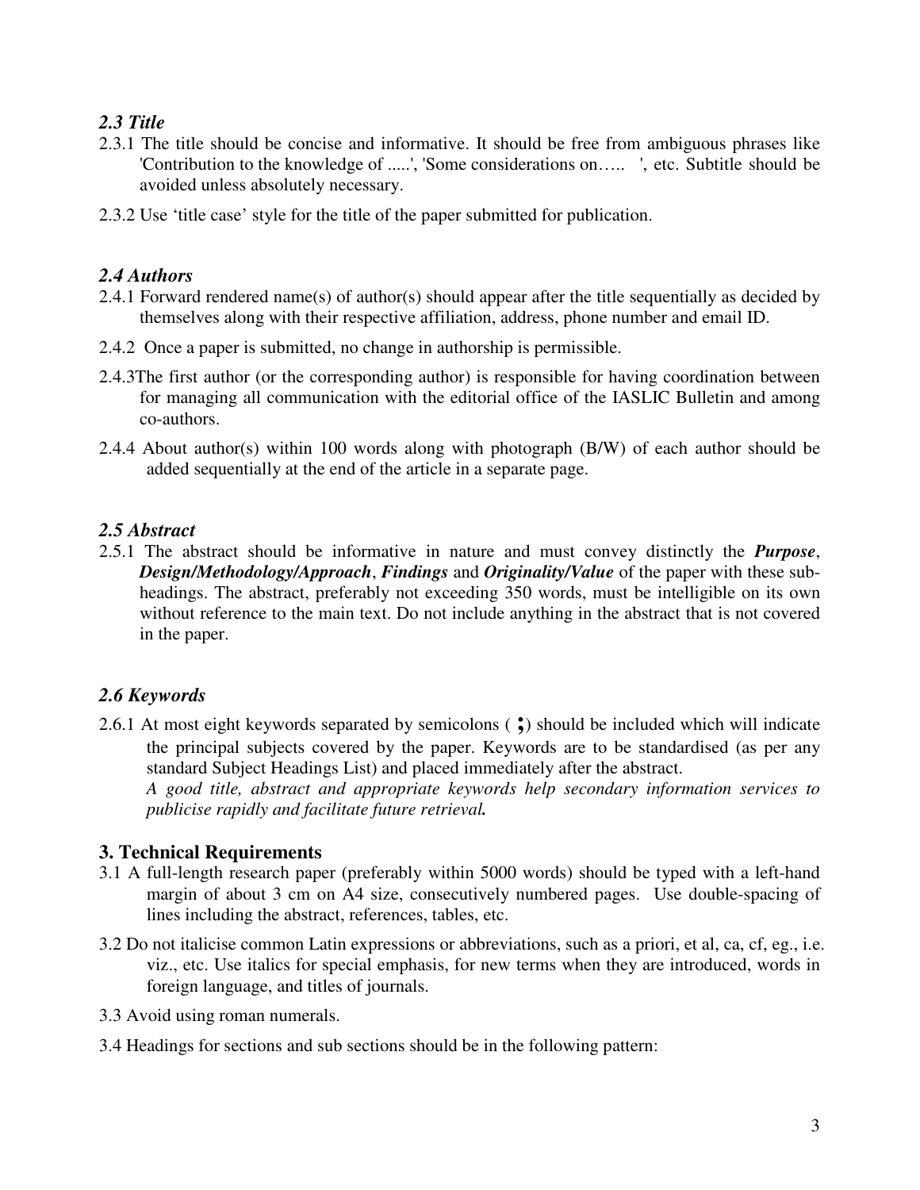### *2.3 Title*

2.3.1 The title should be concise and informative. It should be free from ambiguous phrases like 'Contribution to the knowledge of .....', 'Some considerations on….. ', etc. Subtitle should be avoided unless absolutely necessary.

2.3.2 Use 'title case' style for the title of the paper submitted for publication.

### *2.4 Authors*

2.4.1 Forward rendered name(s) of author(s) should appear after the title sequentially as decided by themselves along with their respective affiliation, address, phone number and email ID.

2.4.2 Once a paper is submitted, no change in authorship is permissible.

2.4.3The first author (or the corresponding author) is responsible for having coordination between for managing all communication with the editorial office of the IASLIC Bulletin and among co-authors.

2.4.4 About author(s) within 100 words along with photograph (B/W) of each author should be added sequentially at the end of the article in a separate page.

### *2.5 Abstract*

2.5.1 The abstract should be informative in nature and must convey distinctly the ***Purpose***, ***Design/Methodology/Approach***, ***Findings*** and ***Originality/Value*** of the paper with these sub-headings. The abstract, preferably not exceeding 350 words, must be intelligible on its own without reference to the main text. Do not include anything in the abstract that is not covered in the paper.

### *2.6 Keywords*

2.6.1 At most eight keywords separated by semicolons ( **;**) should be included which will indicate the principal subjects covered by the paper. Keywords are to be standardised (as per any standard Subject Headings List) and placed immediately after the abstract.
*A good title, abstract and appropriate keywords help secondary information services to publicise rapidly and facilitate future retrieval**.***

## 3. Technical Requirements

3.1 A full-length research paper (preferably within 5000 words) should be typed with a left-hand margin of about 3 cm on A4 size, consecutively numbered pages. Use double-spacing of lines including the abstract, references, tables, etc.

3.2 Do not italicise common Latin expressions or abbreviations, such as a priori, et al, ca, cf, eg., i.e. viz., etc. Use italics for special emphasis, for new terms when they are introduced, words in foreign language, and titles of journals.

3.3 Avoid using roman numerals.

3.4 Headings for sections and sub sections should be in the following pattern: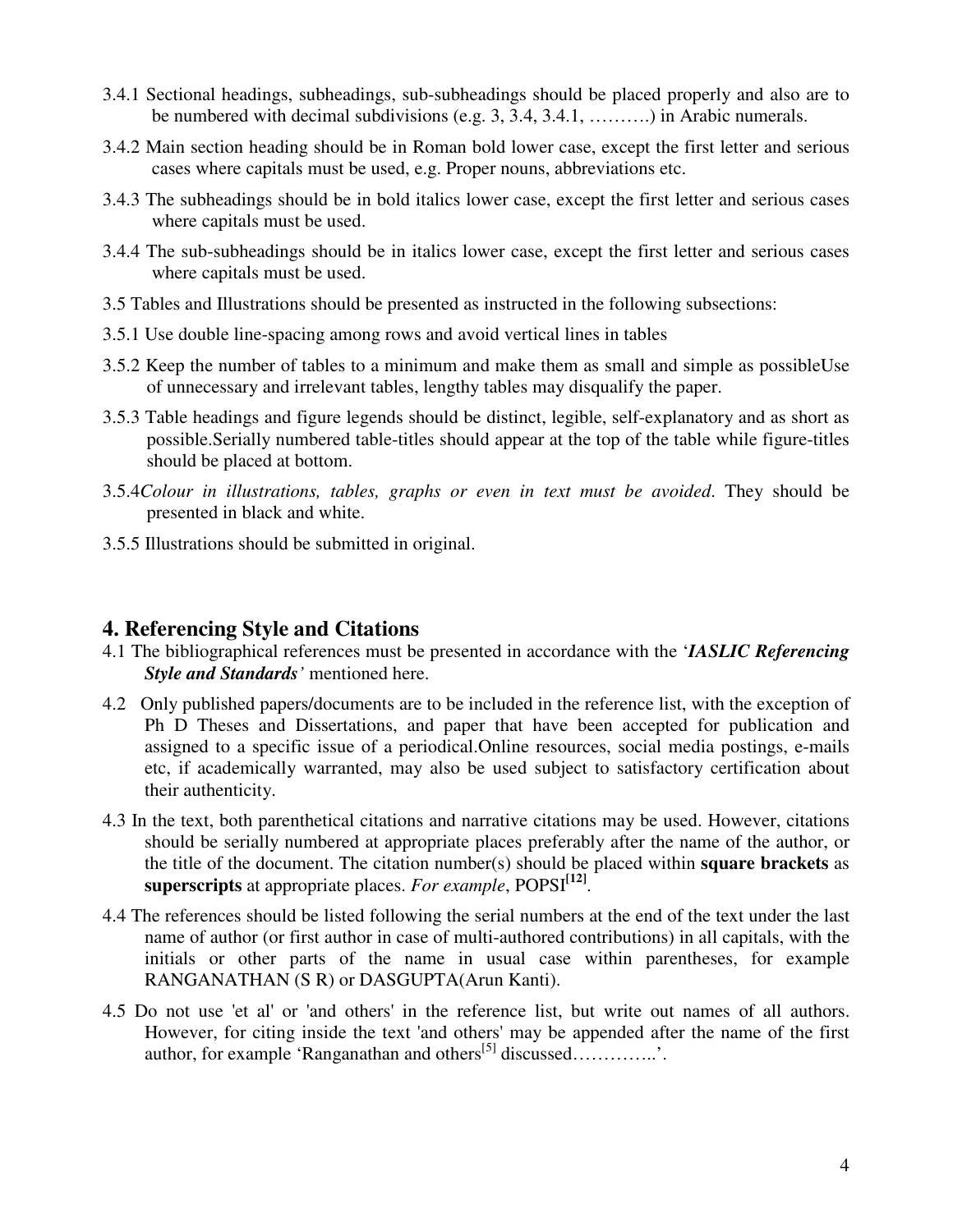3.4.1 Sectional headings, subheadings, sub-subheadings should be placed properly and also are to be numbered with decimal subdivisions (e.g. 3, 3.4, 3.4.1, ……….) in Arabic numerals.

3.4.2 Main section heading should be in Roman bold lower case, except the first letter and serious cases where capitals must be used, e.g. Proper nouns, abbreviations etc.

3.4.3 The subheadings should be in bold italics lower case, except the first letter and serious cases where capitals must be used.

3.4.4 The sub-subheadings should be in italics lower case, except the first letter and serious cases where capitals must be used.

3.5 Tables and Illustrations should be presented as instructed in the following subsections:

3.5.1 Use double line-spacing among rows and avoid vertical lines in tables

3.5.2 Keep the number of tables to a minimum and make them as small and simple as possibleUse of unnecessary and irrelevant tables, lengthy tables may disqualify the paper.

3.5.3 Table headings and figure legends should be distinct, legible, self-explanatory and as short as possible.Serially numbered table-titles should appear at the top of the table while figure-titles should be placed at bottom.

3.5.4*Colour in illustrations, tables, graphs or even in text must be avoided*. They should be presented in black and white.

3.5.5 Illustrations should be submitted in original.

## 4. Referencing Style and Citations

4.1 The bibliographical references must be presented in accordance with the '***IASLIC Referencing Style and Standards'*** mentioned here.

4.2 Only published papers/documents are to be included in the reference list, with the exception of Ph D Theses and Dissertations, and paper that have been accepted for publication and assigned to a specific issue of a periodical.Online resources, social media postings, e-mails etc, if academically warranted, may also be used subject to satisfactory certification about their authenticity.

4.3 In the text, both parenthetical citations and narrative citations may be used. However, citations should be serially numbered at appropriate places preferably after the name of the author, or the title of the document. The citation number(s) should be placed within **square brackets** as **superscripts** at appropriate places. *For example*, POPSI**[12]**.

4.4 The references should be listed following the serial numbers at the end of the text under the last name of author (or first author in case of multi-authored contributions) in all capitals, with the initials or other parts of the name in usual case within parentheses, for example RANGANATHAN (S R) or DASGUPTA(Arun Kanti).

4.5 Do not use 'et al' or 'and others' in the reference list, but write out names of all authors. However, for citing inside the text 'and others' may be appended after the name of the first author, for example 'Ranganathan and others[5] discussed…………..'.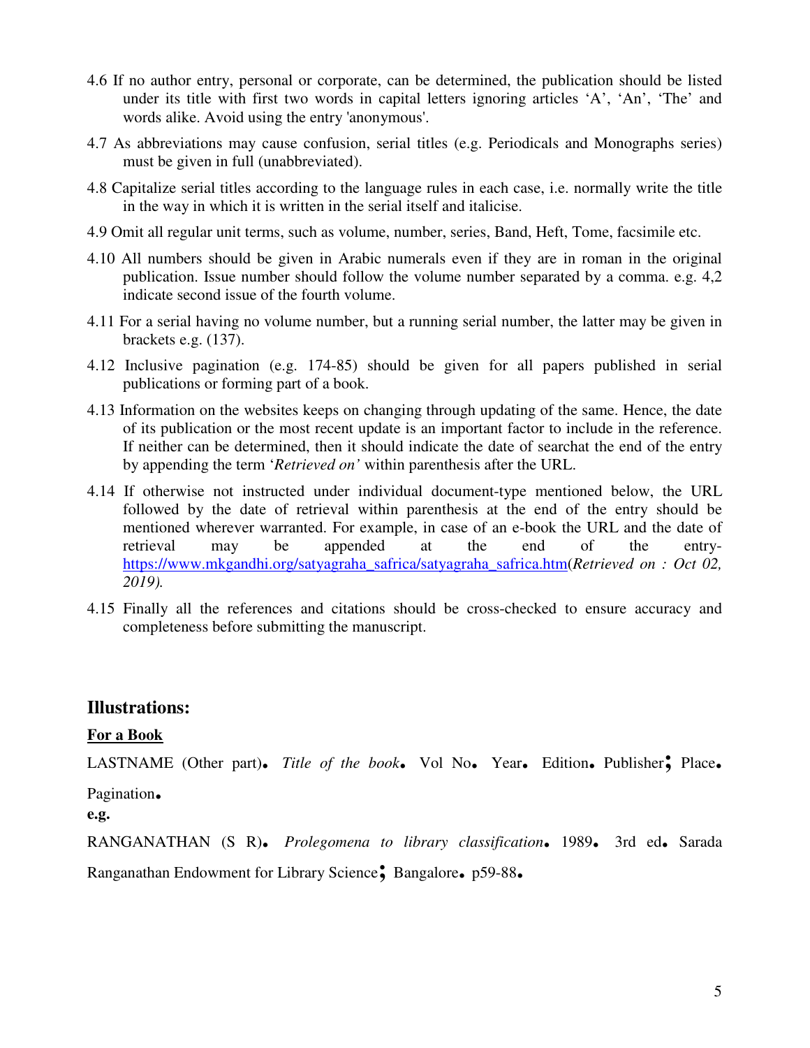4.6 If no author entry, personal or corporate, can be determined, the publication should be listed under its title with first two words in capital letters ignoring articles 'A', 'An', 'The' and words alike. Avoid using the entry 'anonymous'.

4.7 As abbreviations may cause confusion, serial titles (e.g. Periodicals and Monographs series) must be given in full (unabbreviated).

4.8 Capitalize serial titles according to the language rules in each case, i.e. normally write the title in the way in which it is written in the serial itself and italicise.

4.9 Omit all regular unit terms, such as volume, number, series, Band, Heft, Tome, facsimile etc.

4.10 All numbers should be given in Arabic numerals even if they are in roman in the original publication. Issue number should follow the volume number separated by a comma. e.g. 4,2 indicate second issue of the fourth volume.

4.11 For a serial having no volume number, but a running serial number, the latter may be given in brackets e.g. (137).

4.12 Inclusive pagination (e.g. 174-85) should be given for all papers published in serial publications or forming part of a book.

4.13 Information on the websites keeps on changing through updating of the same. Hence, the date of its publication or the most recent update is an important factor to include in the reference. If neither can be determined, then it should indicate the date of searchat the end of the entry by appending the term '*Retrieved on'* within parenthesis after the URL.

4.14 If otherwise not instructed under individual document-type mentioned below, the URL followed by the date of retrieval within parenthesis at the end of the entry should be mentioned wherever warranted. For example, in case of an e-book the URL and the date of retrieval may be appended at the end of the entry- https://www.mkgandhi.org/satyagraha_safrica/satyagraha_safrica.htm(*Retrieved on : Oct 02, 2019).*

4.15 Finally all the references and citations should be cross-checked to ensure accuracy and completeness before submitting the manuscript.

## Illustrations:

**For a Book**

LASTNAME (Other part)**.** *Title of the book***.** Vol No**.** Year**.** Edition**.** Publisher**;** Place**.** Pagination**.**

**e.g.**

RANGANATHAN (S R)**.** *Prolegomena to library classification***.** 1989**.** 3rd ed**.** Sarada Ranganathan Endowment for Library Science**;** Bangalore**.** p59-88**.**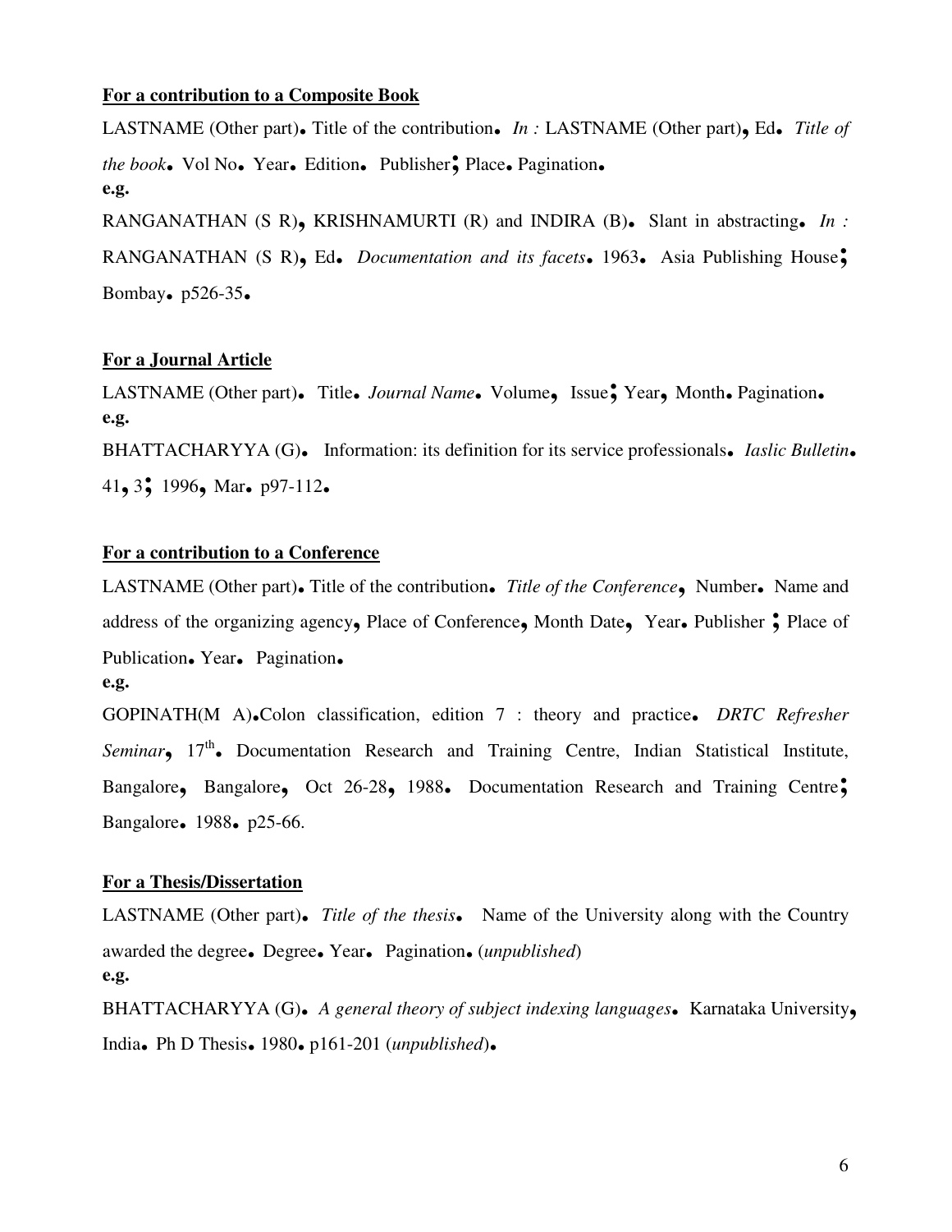**For a contribution to a Composite Book**

LASTNAME (Other part)**.** Title of the contribution**.** *In :* LASTNAME (Other part)**,** Ed**.** *Title of the book***.** Vol No**.** Year**.** Edition**.** Publisher**;** Place**.** Pagination**.**

**e.g.**

RANGANATHAN (S R)**,** KRISHNAMURTI (R) and INDIRA (B)**.** Slant in abstracting**.** *In :* RANGANATHAN (S R)**,** Ed**.** *Documentation and its facets***.** 1963**.** Asia Publishing House**;** Bombay**.** p526-35**.**

**For a Journal Article**

LASTNAME (Other part)**.** Title**.** *Journal Name***.** Volume**,** Issue**;** Year**,** Month**.** Pagination**.**

**e.g.**

BHATTACHARYYA (G)**.** Information: its definition for its service professionals**.** *Iaslic Bulletin***.** 41**,** 3**;** 1996**,** Mar**.** p97-112**.**

**For a contribution to a Conference**

LASTNAME (Other part)**.** Title of the contribution**.** *Title of the Conference***,** Number**.** Name and address of the organizing agency**,** Place of Conference**,** Month Date**,** Year**.** Publisher **;** Place of Publication**.** Year**.** Pagination**.**

**e.g.**

GOPINATH(M A)**.**Colon classification, edition 7 : theory and practice**.** *DRTC Refresher Seminar***,** 17th**.** Documentation Research and Training Centre, Indian Statistical Institute, Bangalore**,** Bangalore**,** Oct 26-28**,** 1988**.** Documentation Research and Training Centre**;** Bangalore**.** 1988**.** p25-66.

**For a Thesis/Dissertation**

LASTNAME (Other part)**.** *Title of the thesis***.** Name of the University along with the Country awarded the degree**.** Degree**.** Year**.** Pagination**.** (*unpublished*)

**e.g.**

BHATTACHARYYA (G)**.** *A general theory of subject indexing languages***.** Karnataka University**,** India**.** Ph D Thesis**.** 1980**.** p161-201 (*unpublished*)**.**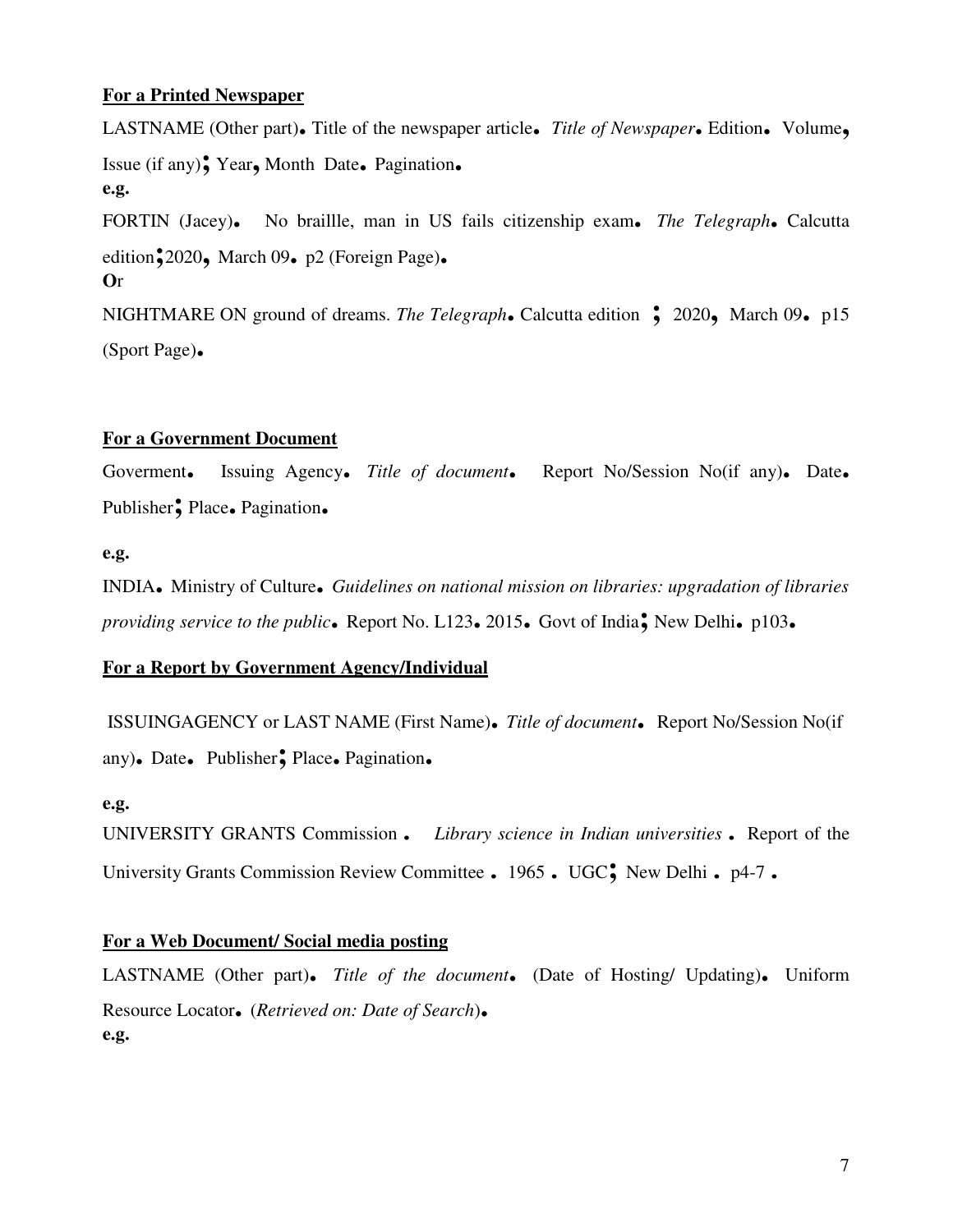**For a Printed Newspaper**

LASTNAME (Other part). Title of the newspaper article. *Title of Newspaper*. Edition. Volume, Issue (if any); Year, Month Date. Pagination.

**e.g.**

FORTIN (Jacey). No braillle, man in US fails citizenship exam. *The Telegraph*. Calcutta edition;2020, March 09. p2 (Foreign Page).

**O**r

NIGHTMARE ON ground of dreams. *The Telegraph*. Calcutta edition ; 2020, March 09. p15 (Sport Page).

**For a Government Document**

Goverment. Issuing Agency. *Title of document*. Report No/Session No(if any). Date. Publisher; Place. Pagination.

**e.g.**

INDIA. Ministry of Culture. *Guidelines on national mission on libraries: upgradation of libraries providing service to the public*. Report No. L123. 2015. Govt of India; New Delhi. p103.

**For a Report by Government Agency/Individual**

ISSUINGAGENCY or LAST NAME (First Name). *Title of document*. Report No/Session No(if any). Date. Publisher; Place. Pagination.

**e.g.**

UNIVERSITY GRANTS Commission . *Library science in Indian universities* . Report of the University Grants Commission Review Committee . 1965 . UGC; New Delhi . p4-7 .

**For a Web Document/ Social media posting**

LASTNAME (Other part). *Title of the document*. (Date of Hosting/ Updating). Uniform Resource Locator. (*Retrieved on: Date of Search*).

**e.g.**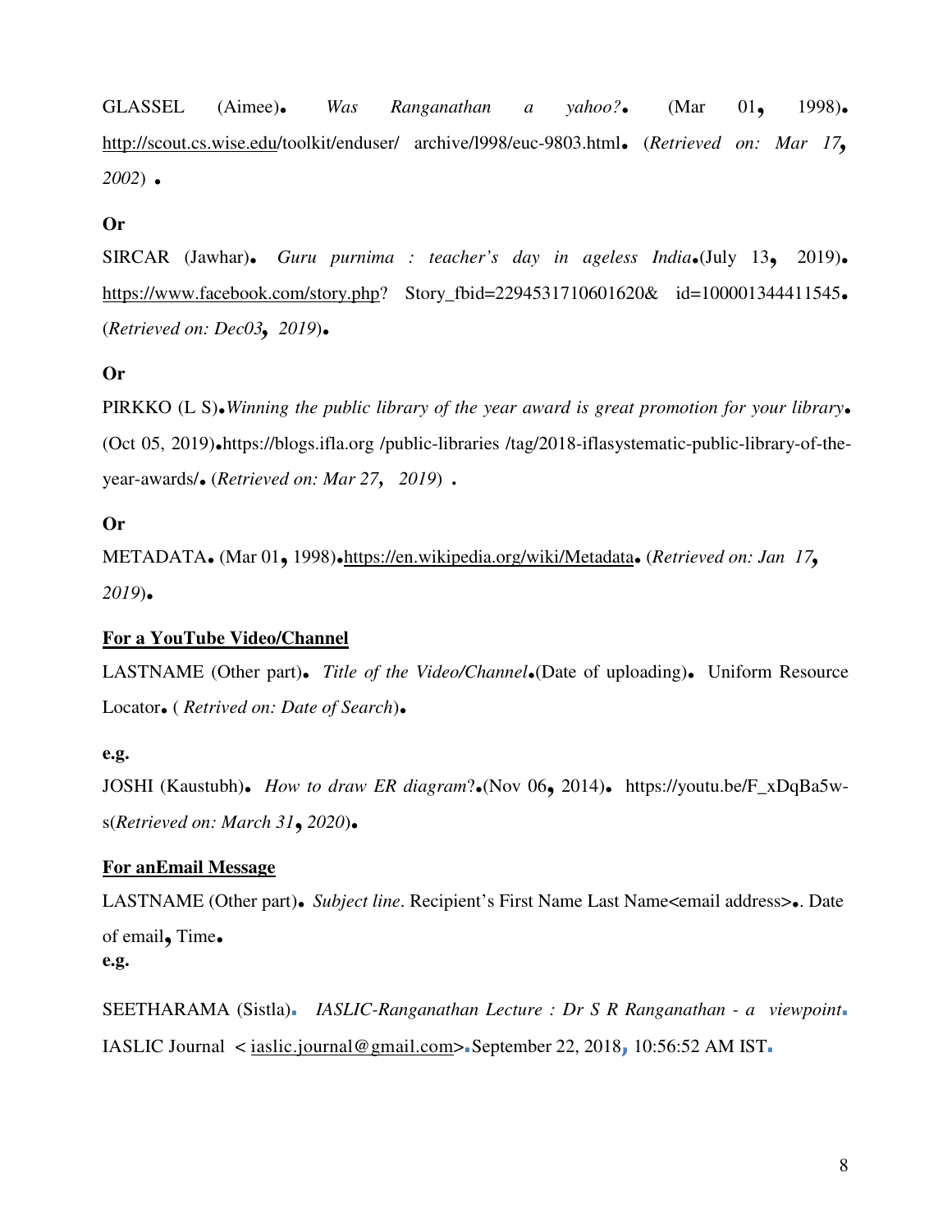GLASSEL (Aimee). *Was Ranganathan a yahoo?*. (Mar 01, 1998). http://scout.cs.wise.edu/toolkit/enduser/ archive/l998/euc-9803.html. (*Retrieved on: Mar 17, 2002*) .

**Or**

SIRCAR (Jawhar). *Guru purnima : teacher's day in ageless India*.(July 13, 2019). https://www.facebook.com/story.php? Story_fbid=2294531710601620& id=100001344411545. (*Retrieved on: Dec03, 2019*).

**Or**

PIRKKO (L S).*Winning the public library of the year award is great promotion for your library*. (Oct 05, 2019).https://blogs.ifla.org /public-libraries /tag/2018-iflasystematic-public-library-of-the-year-awards/. (*Retrieved on: Mar 27, 2019*) .

**Or**

METADATA. (Mar 01, 1998).https://en.wikipedia.org/wiki/Metadata. (*Retrieved on: Jan 17, 2019*).

**For a YouTube Video/Channel**

LASTNAME (Other part). *Title of the Video/Channel*.(Date of uploading). Uniform Resource Locator. ( *Retrived on: Date of Search*).

**e.g.**

JOSHI (Kaustubh). *How to draw ER diagram*?.(Nov 06, 2014). https://youtu.be/F_xDqBa5w-s(*Retrieved on: March 31, 2020*).

**For anEmail Message**

LASTNAME (Other part). *Subject line*. Recipient's First Name Last Name<email address>.. Date of email, Time.

**e.g.**

SEETHARAMA (Sistla). *IASLIC-Ranganathan Lecture : Dr S R Ranganathan - a viewpoint*. IASLIC Journal < iaslic.journal@gmail.com>.September 22, 2018, 10:56:52 AM IST.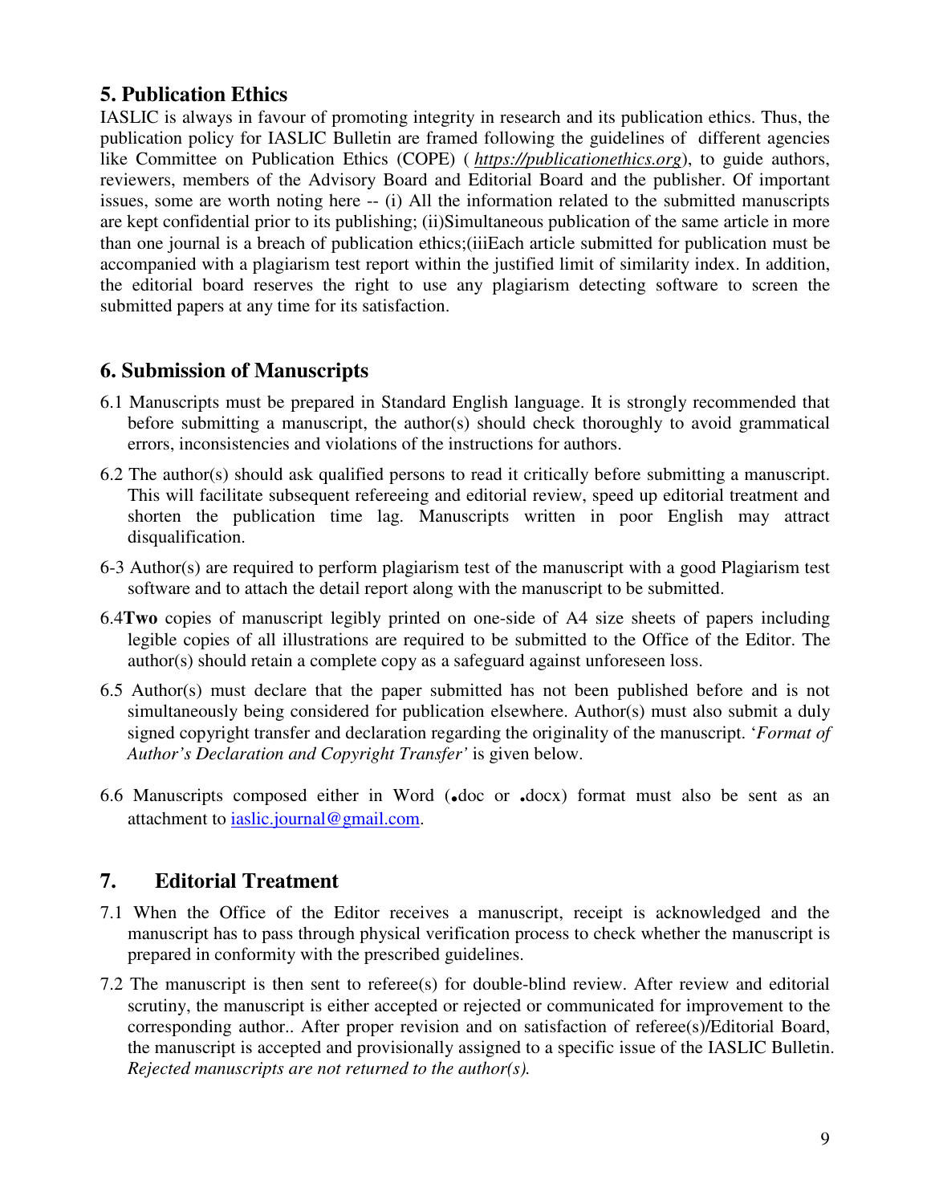## 5. Publication Ethics

IASLIC is always in favour of promoting integrity in research and its publication ethics. Thus, the publication policy for IASLIC Bulletin are framed following the guidelines of different agencies like Committee on Publication Ethics (COPE) ( *https://publicationethics.org*), to guide authors, reviewers, members of the Advisory Board and Editorial Board and the publisher. Of important issues, some are worth noting here -- (i) All the information related to the submitted manuscripts are kept confidential prior to its publishing; (ii)Simultaneous publication of the same article in more than one journal is a breach of publication ethics;(iiiEach article submitted for publication must be accompanied with a plagiarism test report within the justified limit of similarity index. In addition, the editorial board reserves the right to use any plagiarism detecting software to screen the submitted papers at any time for its satisfaction.

## 6. Submission of Manuscripts

6.1 Manuscripts must be prepared in Standard English language. It is strongly recommended that before submitting a manuscript, the author(s) should check thoroughly to avoid grammatical errors, inconsistencies and violations of the instructions for authors.

6.2 The author(s) should ask qualified persons to read it critically before submitting a manuscript. This will facilitate subsequent refereeing and editorial review, speed up editorial treatment and shorten the publication time lag. Manuscripts written in poor English may attract disqualification.

6-3 Author(s) are required to perform plagiarism test of the manuscript with a good Plagiarism test software and to attach the detail report along with the manuscript to be submitted.

6.4**Two** copies of manuscript legibly printed on one-side of A4 size sheets of papers including legible copies of all illustrations are required to be submitted to the Office of the Editor. The author(s) should retain a complete copy as a safeguard against unforeseen loss.

6.5 Author(s) must declare that the paper submitted has not been published before and is not simultaneously being considered for publication elsewhere. Author(s) must also submit a duly signed copyright transfer and declaration regarding the originality of the manuscript. '*Format of Author's Declaration and Copyright Transfer'* is given below.

6.6 Manuscripts composed either in Word (.doc or .docx) format must also be sent as an attachment to iaslic.journal@gmail.com.

## 7. Editorial Treatment

7.1 When the Office of the Editor receives a manuscript, receipt is acknowledged and the manuscript has to pass through physical verification process to check whether the manuscript is prepared in conformity with the prescribed guidelines.

7.2 The manuscript is then sent to referee(s) for double-blind review. After review and editorial scrutiny, the manuscript is either accepted or rejected or communicated for improvement to the corresponding author.. After proper revision and on satisfaction of referee(s)/Editorial Board, the manuscript is accepted and provisionally assigned to a specific issue of the IASLIC Bulletin. *Rejected manuscripts are not returned to the author(s).*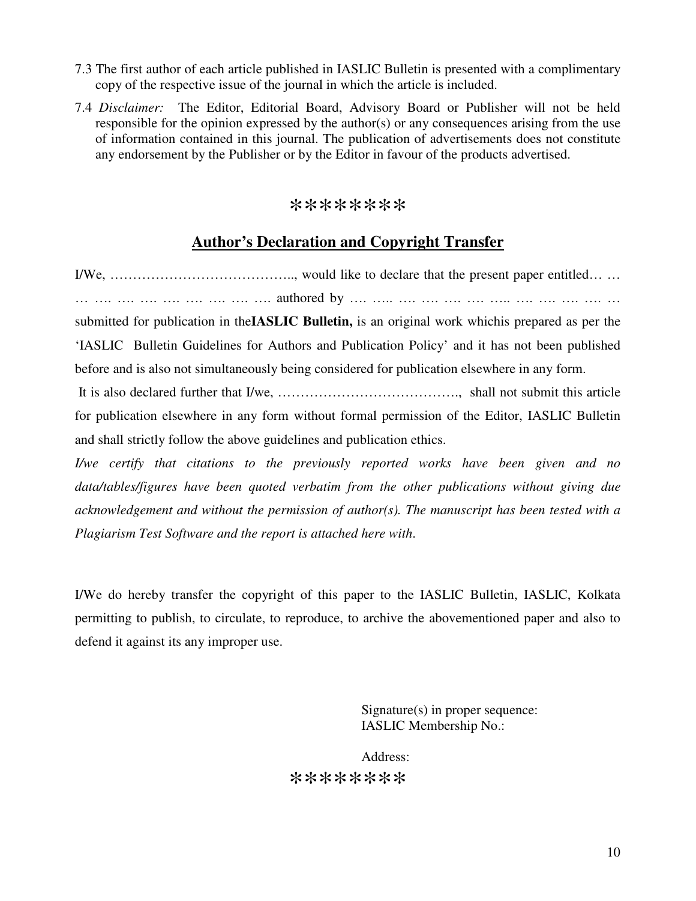7.3 The first author of each article published in IASLIC Bulletin is presented with a complimentary copy of the respective issue of the journal in which the article is included.

7.4 *Disclaimer:* The Editor, Editorial Board, Advisory Board or Publisher will not be held responsible for the opinion expressed by the author(s) or any consequences arising from the use of information contained in this journal. The publication of advertisements does not constitute any endorsement by the Publisher or by the Editor in favour of the products advertised.

********

## Author's Declaration and Copyright Transfer

I/We, ………………………………….., would like to declare that the present paper entitled… … … …. …. …. …. …. …. …. …. authored by …. ….. …. …. …. …. ….. …. …. …. …. … submitted for publication in the**IASLIC Bulletin,** is an original work whichis prepared as per the 'IASLIC Bulletin Guidelines for Authors and Publication Policy' and it has not been published before and is also not simultaneously being considered for publication elsewhere in any form.

It is also declared further that I/we, …………………………………., shall not submit this article for publication elsewhere in any form without formal permission of the Editor, IASLIC Bulletin and shall strictly follow the above guidelines and publication ethics.

*I/we certify that citations to the previously reported works have been given and no data/tables/figures have been quoted verbatim from the other publications without giving due acknowledgement and without the permission of author(s). The manuscript has been tested with a Plagiarism Test Software and the report is attached here with.*

I/We do hereby transfer the copyright of this paper to the IASLIC Bulletin, IASLIC, Kolkata permitting to publish, to circulate, to reproduce, to archive the abovementioned paper and also to defend it against its any improper use.

Signature(s) in proper sequence:
IASLIC Membership No.:

Address:

********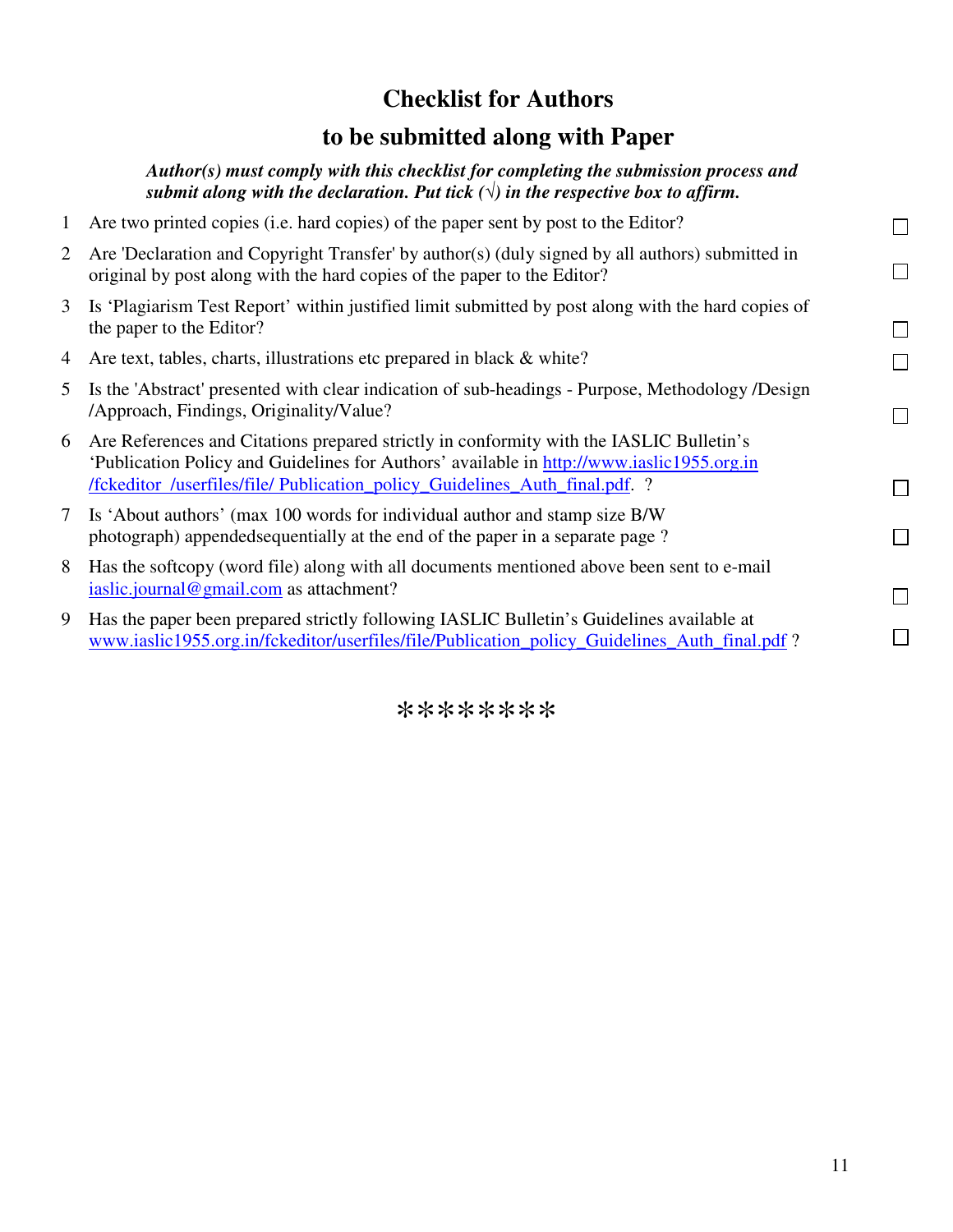# Checklist for Authors

## to be submitted along with Paper

***Author(s) must comply with this checklist for completing the submission process and submit along with the declaration. Put tick (√) in the respective box to affirm.***

1. Are two printed copies (i.e. hard copies) of the paper sent by post to the Editor? ☐
2. Are 'Declaration and Copyright Transfer' by author(s) (duly signed by all authors) submitted in original by post along with the hard copies of the paper to the Editor? ☐
3. Is 'Plagiarism Test Report' within justified limit submitted by post along with the hard copies of the paper to the Editor? ☐
4. Are text, tables, charts, illustrations etc prepared in black & white? ☐
5. Is the 'Abstract' presented with clear indication of sub-headings - Purpose, Methodology /Design /Approach, Findings, Originality/Value? ☐
6. Are References and Citations prepared strictly in conformity with the IASLIC Bulletin's 'Publication Policy and Guidelines for Authors' available in http://www.iaslic1955.org.in /fckeditor_/userfiles/file/ Publication_policy_Guidelines_Auth_final.pdf. ? ☐
7. Is 'About authors' (max 100 words for individual author and stamp size B/W photograph) appendedsequentially at the end of the paper in a separate page ? ☐
8. Has the softcopy (word file) along with all documents mentioned above been sent to e-mail iaslic.journal@gmail.com as attachment? ☐
9. Has the paper been prepared strictly following IASLIC Bulletin's Guidelines available at www.iaslic1955.org.in/fckeditor/userfiles/file/Publication_policy_Guidelines_Auth_final.pdf ? ☐

********